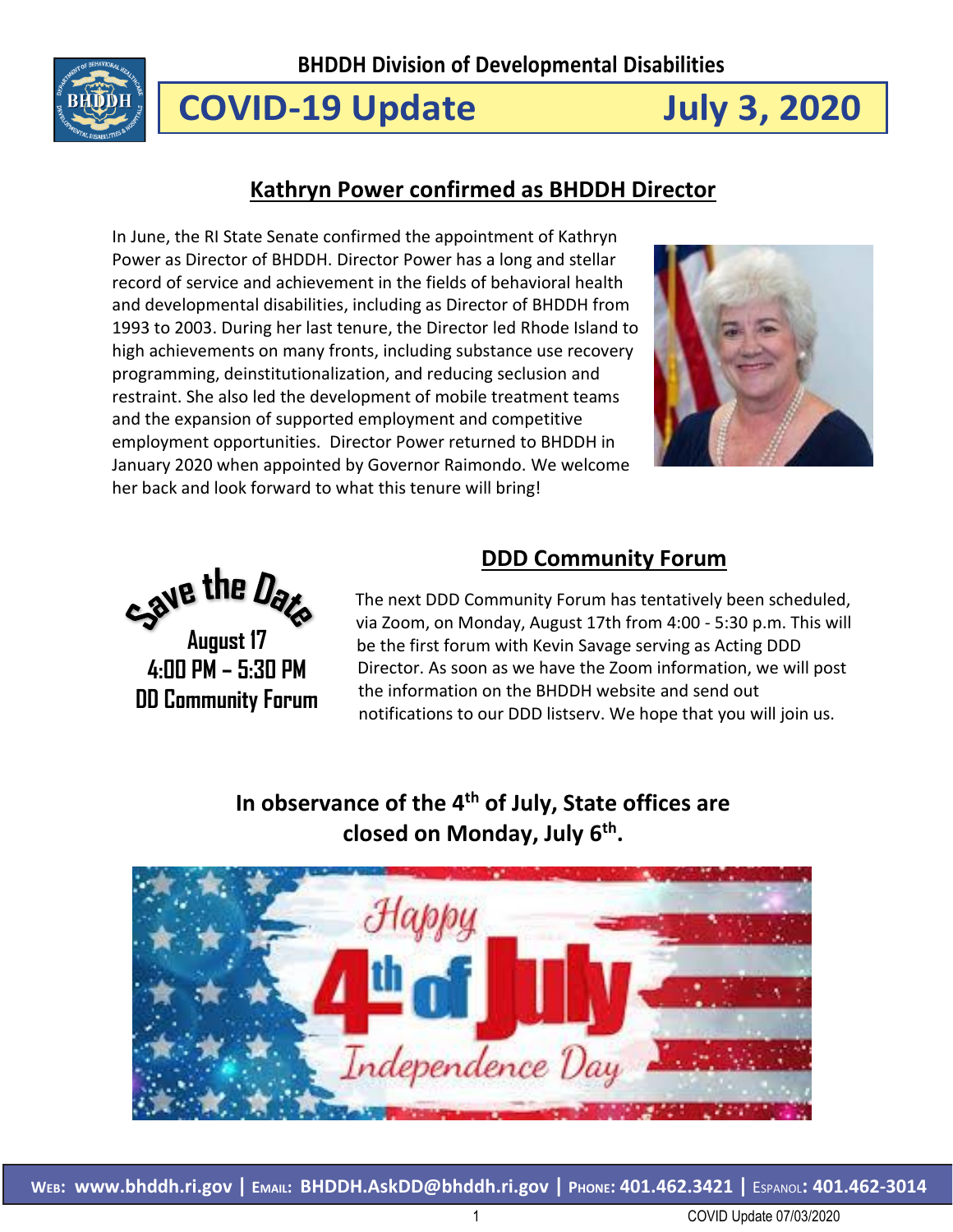# BHDDH Division of Developmental Disabilities

## COVID-19 Update July 3, 2020

### Kathryn Power confirmed as BHDDH Director

In June, the RI State Senate confirmed the appointment of Kathryn Power as Director of BHDDH. Director Power has a long and stellar record of service and achievement in the fields of behavioral health and developmental disabilities, including as Director of BHDDH from 1993 to 2003. During her last tenure, the Director led Rhode Island to high achievements on many fronts, including substance use recovery programming, deinstitutionalization, and reducing seclusion and restraint. She also led the development of mobile treatment teams and the expansion of supported employment and competitive employment opportunities. Director Power returned to BHDDH in January 2020 when appointed by Governor Raimondo. We welcome her back and look forward to what this tenure will bring!

### DDD Community Forum

**Save the Date**
**August 17**
**4:00 PM – 5:30 PM**
**DD Community Forum**

The next DDD Community Forum has tentatively been scheduled, via Zoom, on Monday, August 17th from 4:00 - 5:30 p.m. This will be the first forum with Kevin Savage serving as Acting DDD Director. As soon as we have the Zoom information, we will post the information on the BHDDH website and send out notifications to our DDD listserv. We hope that you will join us.

**In observance of the 4th of July, State offices are closed on Monday, July 6th.**

Happy 4th of July Independence Day

**Web: www.bhddh.ri.gov | Email: BHDDH.AskDD@bhddh.ri.gov | Phone: 401.462.3421 | Espanol: 401.462-3014**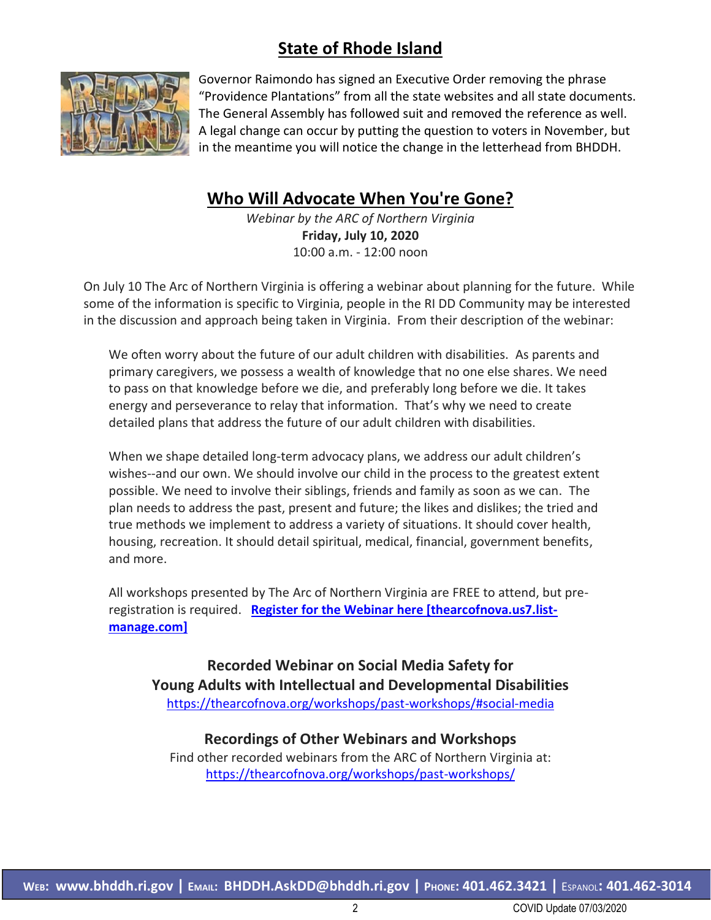## State of Rhode Island

Governor Raimondo has signed an Executive Order removing the phrase "Providence Plantations" from all the state websites and all state documents. The General Assembly has followed suit and removed the reference as well. A legal change can occur by putting the question to voters in November, but in the meantime you will notice the change in the letterhead from BHDDH.

## Who Will Advocate When You're Gone?

*Webinar by the ARC of Northern Virginia*
**Friday, July 10, 2020**
10:00 a.m. - 12:00 noon

On July 10 The Arc of Northern Virginia is offering a webinar about planning for the future. While some of the information is specific to Virginia, people in the RI DD Community may be interested in the discussion and approach being taken in Virginia. From their description of the webinar:

> We often worry about the future of our adult children with disabilities. As parents and primary caregivers, we possess a wealth of knowledge that no one else shares. We need to pass on that knowledge before we die, and preferably long before we die. It takes energy and perseverance to relay that information. That's why we need to create detailed plans that address the future of our adult children with disabilities.
>
> When we shape detailed long-term advocacy plans, we address our adult children's wishes--and our own. We should involve our child in the process to the greatest extent possible. We need to involve their siblings, friends and family as soon as we can. The plan needs to address the past, present and future; the likes and dislikes; the tried and true methods we implement to address a variety of situations. It should cover health, housing, recreation. It should detail spiritual, medical, financial, government benefits, and more.
>
> All workshops presented by The Arc of Northern Virginia are FREE to attend, but pre-registration is required. **Register for the Webinar here [thearcofnova.us7.list-manage.com]**

### Recorded Webinar on Social Media Safety for Young Adults with Intellectual and Developmental Disabilities

https://thearcofnova.org/workshops/past-workshops/#social-media

### Recordings of Other Webinars and Workshops

Find other recorded webinars from the ARC of Northern Virginia at:
https://thearcofnova.org/workshops/past-workshops/

**WEB: www.bhddh.ri.gov | EMAIL: BHDDH.AskDD@bhddh.ri.gov | PHONE: 401.462.3421 | ESPANOL: 401.462-3014**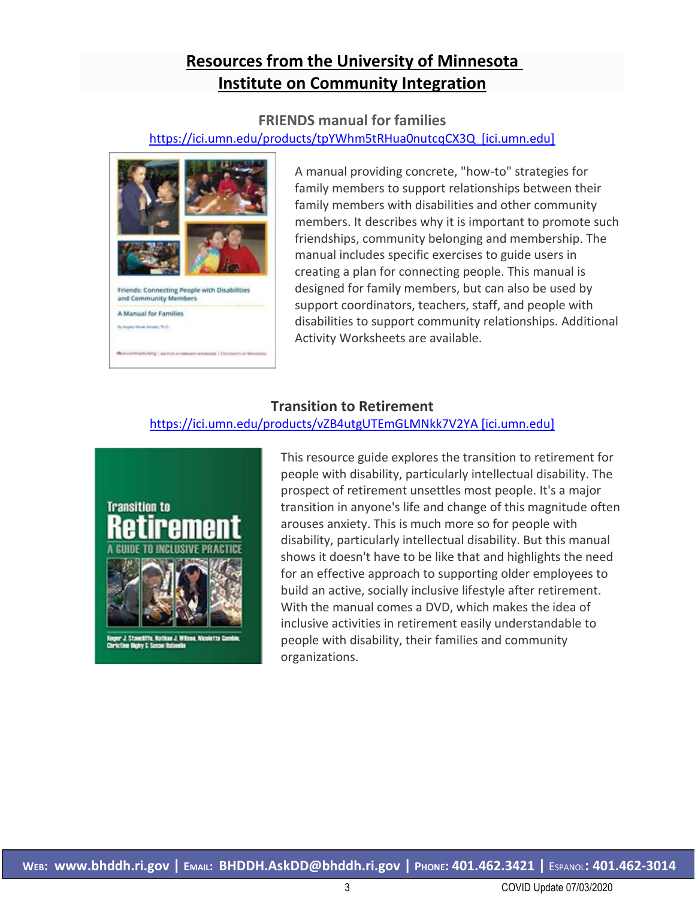# Resources from the University of Minnesota Institute on Community Integration

## FRIENDS manual for families

[https://ici.umn.edu/products/tpYWhm5tRHua0nutcqCX3Q [ici.umn.edu]](https://ici.umn.edu/products/tpYWhm5tRHua0nutcqCX3Q)

A manual providing concrete, "how-to" strategies for family members to support relationships between their family members with disabilities and other community members. It describes why it is important to promote such friendships, community belonging and membership. The manual includes specific exercises to guide users in creating a plan for connecting people. This manual is designed for family members, but can also be used by support coordinators, teachers, staff, and people with disabilities to support community relationships. Additional Activity Worksheets are available.

## Transition to Retirement

[https://ici.umn.edu/products/vZB4utgUTEmGLMNkk7V2YA [ici.umn.edu]](https://ici.umn.edu/products/vZB4utgUTEmGLMNkk7V2YA)

This resource guide explores the transition to retirement for people with disability, particularly intellectual disability. The prospect of retirement unsettles most people. It's a major transition in anyone's life and change of this magnitude often arouses anxiety. This is much more so for people with disability, particularly intellectual disability. But this manual shows it doesn't have to be like that and highlights the need for an effective approach to supporting older employees to build an active, socially inclusive lifestyle after retirement. With the manual comes a DVD, which makes the idea of inclusive activities in retirement easily understandable to people with disability, their families and community organizations.

**WEB: www.bhddh.ri.gov | EMAIL: BHDDH.AskDD@bhddh.ri.gov | PHONE: 401.462.3421 | ESPANOL: 401.462-3014**

COVID Update 07/03/2020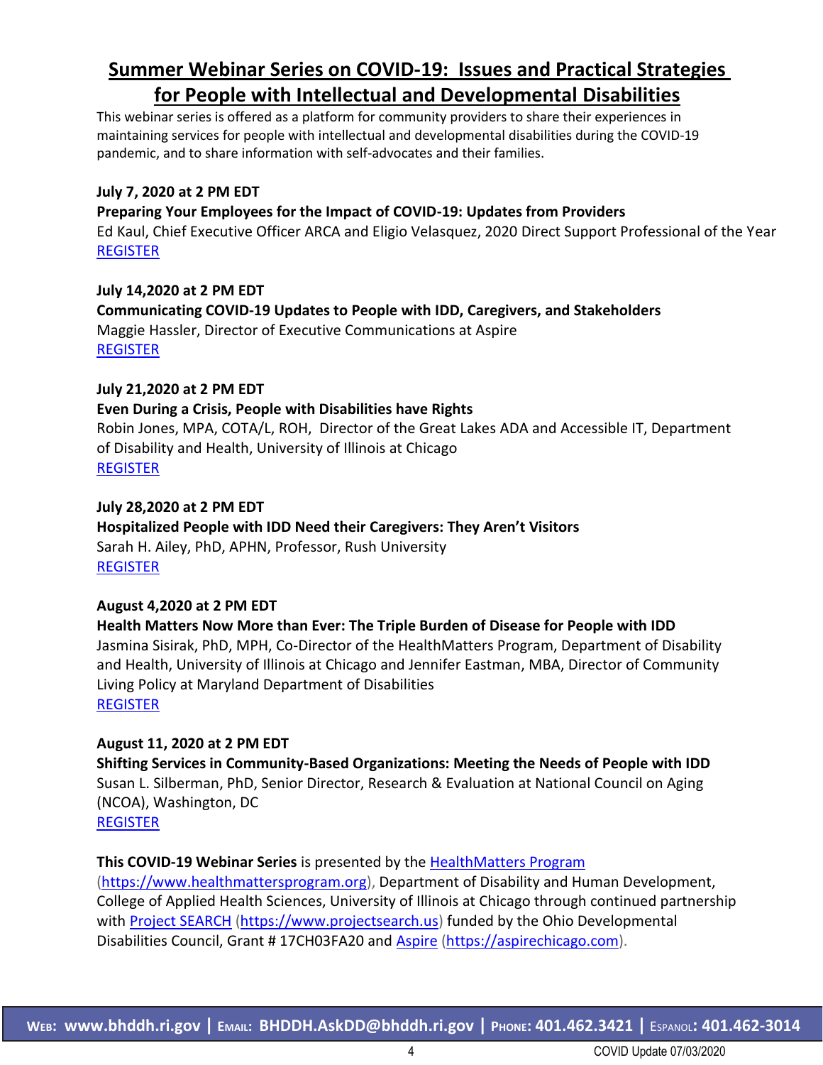## Summer Webinar Series on COVID-19: Issues and Practical Strategies for People with Intellectual and Developmental Disabilities

This webinar series is offered as a platform for community providers to share their experiences in maintaining services for people with intellectual and developmental disabilities during the COVID-19 pandemic, and to share information with self-advocates and their families.

**July 7, 2020 at 2 PM EDT**
**Preparing Your Employees for the Impact of COVID-19: Updates from Providers**
Ed Kaul, Chief Executive Officer ARCA and Eligio Velasquez, 2020 Direct Support Professional of the Year
REGISTER

**July 14,2020 at 2 PM EDT**
**Communicating COVID-19 Updates to People with IDD, Caregivers, and Stakeholders**
Maggie Hassler, Director of Executive Communications at Aspire
REGISTER

**July 21,2020 at 2 PM EDT**
**Even During a Crisis, People with Disabilities have Rights**
Robin Jones, MPA, COTA/L, ROH, Director of the Great Lakes ADA and Accessible IT, Department of Disability and Health, University of Illinois at Chicago
REGISTER

**July 28,2020 at 2 PM EDT**
**Hospitalized People with IDD Need their Caregivers: They Aren't Visitors**
Sarah H. Ailey, PhD, APHN, Professor, Rush University
REGISTER

**August 4,2020 at 2 PM EDT**
**Health Matters Now More than Ever: The Triple Burden of Disease for People with IDD**
Jasmina Sisirak, PhD, MPH, Co-Director of the HealthMatters Program, Department of Disability and Health, University of Illinois at Chicago and Jennifer Eastman, MBA, Director of Community Living Policy at Maryland Department of Disabilities
REGISTER

**August 11, 2020 at 2 PM EDT**
**Shifting Services in Community-Based Organizations: Meeting the Needs of People with IDD**
Susan L. Silberman, PhD, Senior Director, Research & Evaluation at National Council on Aging (NCOA), Washington, DC
REGISTER

**This COVID-19 Webinar Series** is presented by the HealthMatters Program (https://www.healthmattersprogram.org), Department of Disability and Human Development, College of Applied Health Sciences, University of Illinois at Chicago through continued partnership with Project SEARCH (https://www.projectsearch.us) funded by the Ohio Developmental Disabilities Council, Grant # 17CH03FA20 and Aspire (https://aspirechicago.com).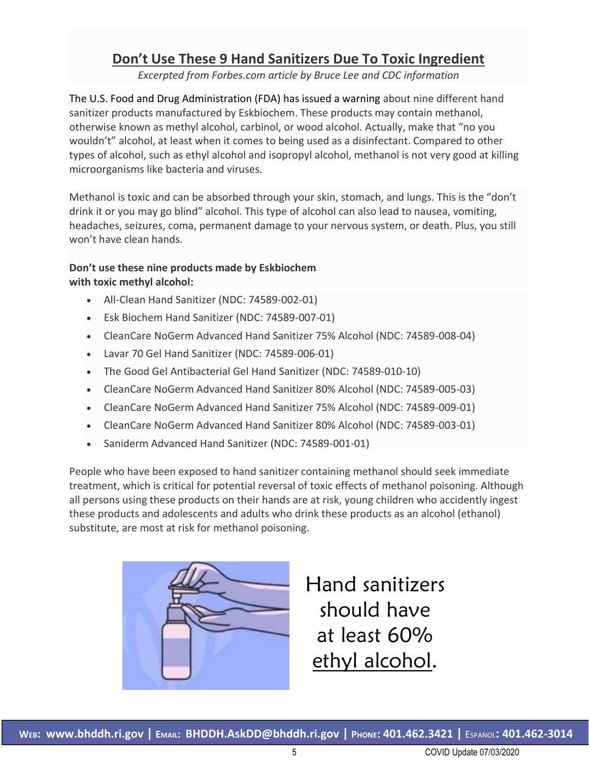## Don't Use These 9 Hand Sanitizers Due To Toxic Ingredient

*Excerpted from Forbes.com article by Bruce Lee and CDC information*

The U.S. Food and Drug Administration (FDA) has issued a warning about nine different hand sanitizer products manufactured by Eskbiochem. These products may contain methanol, otherwise known as methyl alcohol, carbinol, or wood alcohol. Actually, make that "no you wouldn't" alcohol, at least when it comes to being used as a disinfectant. Compared to other types of alcohol, such as ethyl alcohol and isopropyl alcohol, methanol is not very good at killing microorganisms like bacteria and viruses.

Methanol is toxic and can be absorbed through your skin, stomach, and lungs. This is the "don't drink it or you may go blind" alcohol. This type of alcohol can also lead to nausea, vomiting, headaches, seizures, coma, permanent damage to your nervous system, or death. Plus, you still won't have clean hands.

**Don't use these nine products made by Eskbiochem with toxic methyl alcohol:**

- All-Clean Hand Sanitizer (NDC: 74589-002-01)
- Esk Biochem Hand Sanitizer (NDC: 74589-007-01)
- CleanCare NoGerm Advanced Hand Sanitizer 75% Alcohol (NDC: 74589-008-04)
- Lavar 70 Gel Hand Sanitizer (NDC: 74589-006-01)
- The Good Gel Antibacterial Gel Hand Sanitizer (NDC: 74589-010-10)
- CleanCare NoGerm Advanced Hand Sanitizer 80% Alcohol (NDC: 74589-005-03)
- CleanCare NoGerm Advanced Hand Sanitizer 75% Alcohol (NDC: 74589-009-01)
- CleanCare NoGerm Advanced Hand Sanitizer 80% Alcohol (NDC: 74589-003-01)
- Saniderm Advanced Hand Sanitizer (NDC: 74589-001-01)

People who have been exposed to hand sanitizer containing methanol should seek immediate treatment, which is critical for potential reversal of toxic effects of methanol poisoning. Although all persons using these products on their hands are at risk, young children who accidently ingest these products and adolescents and adults who drink these products as an alcohol (ethanol) substitute, are most at risk for methanol poisoning.

Hand sanitizers should have at least 60% ethyl alcohol.

**Web: www.bhddh.ri.gov | Email: BHDDH.AskDD@bhddh.ri.gov | Phone: 401.462.3421 | Espanol: 401.462-3014**

COVID Update 07/03/2020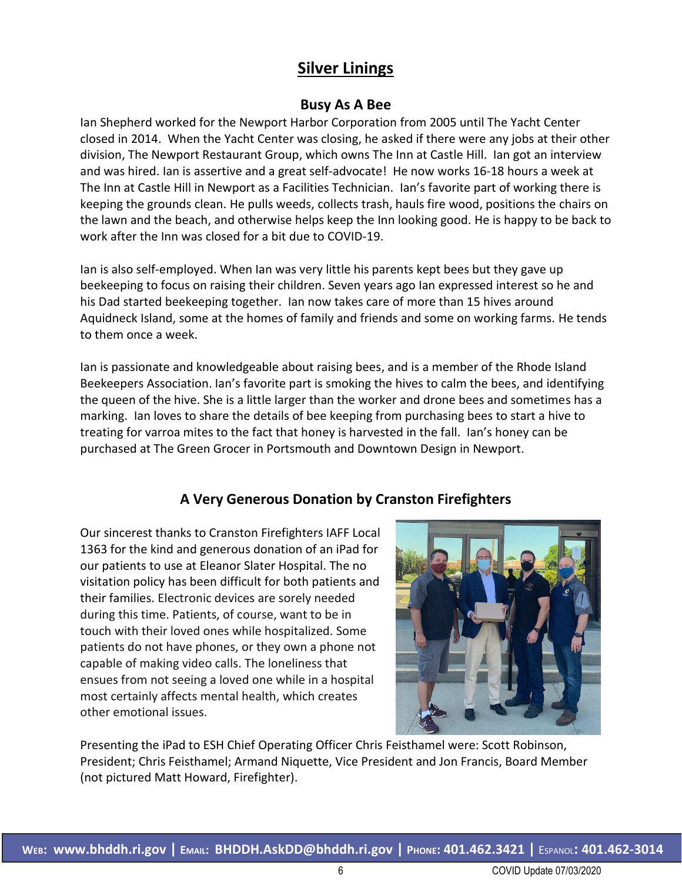# Silver Linings

## Busy As A Bee

Ian Shepherd worked for the Newport Harbor Corporation from 2005 until The Yacht Center closed in 2014. When the Yacht Center was closing, he asked if there were any jobs at their other division, The Newport Restaurant Group, which owns The Inn at Castle Hill. Ian got an interview and was hired. Ian is assertive and a great self-advocate! He now works 16-18 hours a week at The Inn at Castle Hill in Newport as a Facilities Technician. Ian's favorite part of working there is keeping the grounds clean. He pulls weeds, collects trash, hauls fire wood, positions the chairs on the lawn and the beach, and otherwise helps keep the Inn looking good. He is happy to be back to work after the Inn was closed for a bit due to COVID-19.

Ian is also self-employed. When Ian was very little his parents kept bees but they gave up beekeeping to focus on raising their children. Seven years ago Ian expressed interest so he and his Dad started beekeeping together. Ian now takes care of more than 15 hives around Aquidneck Island, some at the homes of family and friends and some on working farms. He tends to them once a week.

Ian is passionate and knowledgeable about raising bees, and is a member of the Rhode Island Beekeepers Association. Ian's favorite part is smoking the hives to calm the bees, and identifying the queen of the hive. She is a little larger than the worker and drone bees and sometimes has a marking. Ian loves to share the details of bee keeping from purchasing bees to start a hive to treating for varroa mites to the fact that honey is harvested in the fall. Ian's honey can be purchased at The Green Grocer in Portsmouth and Downtown Design in Newport.

## A Very Generous Donation by Cranston Firefighters

Our sincerest thanks to Cranston Firefighters IAFF Local 1363 for the kind and generous donation of an iPad for our patients to use at Eleanor Slater Hospital. The no visitation policy has been difficult for both patients and their families. Electronic devices are sorely needed during this time. Patients, of course, want to be in touch with their loved ones while hospitalized. Some patients do not have phones, or they own a phone not capable of making video calls. The loneliness that ensues from not seeing a loved one while in a hospital most certainly affects mental health, which creates other emotional issues.

Presenting the iPad to ESH Chief Operating Officer Chris Feisthamel were: Scott Robinson, President; Chris Feisthamel; Armand Niquette, Vice President and Jon Francis, Board Member (not pictured Matt Howard, Firefighter).

**Web: www.bhddh.ri.gov | Email: BHDDH.AskDD@bhddh.ri.gov | Phone: 401.462.3421 | Espanol: 401.462-3014**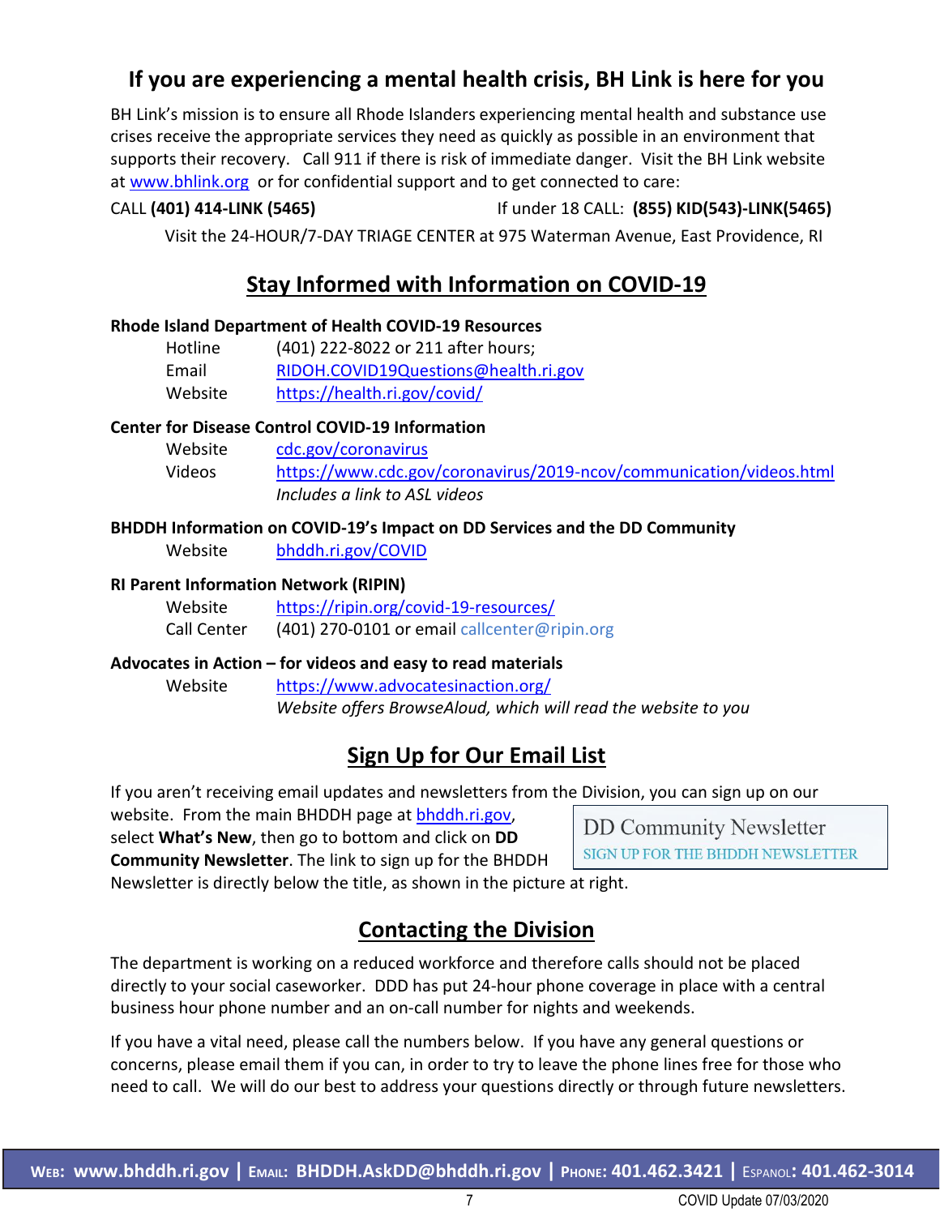## If you are experiencing a mental health crisis, BH Link is here for you

BH Link's mission is to ensure all Rhode Islanders experiencing mental health and substance use crises receive the appropriate services they need as quickly as possible in an environment that supports their recovery. Call 911 if there is risk of immediate danger. Visit the BH Link website at www.bhlink.org or for confidential support and to get connected to care:

CALL **(401) 414-LINK (5465)** If under 18 CALL: **(855) KID(543)-LINK(5465)**

Visit the 24-HOUR/7-DAY TRIAGE CENTER at 975 Waterman Avenue, East Providence, RI

## Stay Informed with Information on COVID-19

**Rhode Island Department of Health COVID-19 Resources**

| | |
|---|---|
| Hotline | (401) 222-8022 or 211 after hours; |
| Email | RIDOH.COVID19Questions@health.ri.gov |
| Website | https://health.ri.gov/covid/ |

**Center for Disease Control COVID-19 Information**

| | |
|---|---|
| Website | cdc.gov/coronavirus |
| Videos | https://www.cdc.gov/coronavirus/2019-ncov/communication/videos.html *Includes a link to ASL videos* |

**BHDDH Information on COVID-19's Impact on DD Services and the DD Community**

| | |
|---|---|
| Website | bhddh.ri.gov/COVID |

**RI Parent Information Network (RIPIN)**

| | |
|---|---|
| Website | https://ripin.org/covid-19-resources/ |
| Call Center | (401) 270-0101 or email callcenter@ripin.org |

**Advocates in Action – for videos and easy to read materials**

| | |
|---|---|
| Website | https://www.advocatesinaction.org/ *Website offers BrowseAloud, which will read the website to you* |

## Sign Up for Our Email List

If you aren't receiving email updates and newsletters from the Division, you can sign up on our website. From the main BHDDH page at bhddh.ri.gov, select **What's New**, then go to bottom and click on **DD Community Newsletter**. The link to sign up for the BHDDH Newsletter is directly below the title, as shown in the picture at right.

DD Community Newsletter
SIGN UP FOR THE BHDDH NEWSLETTER

## Contacting the Division

The department is working on a reduced workforce and therefore calls should not be placed directly to your social caseworker. DDD has put 24-hour phone coverage in place with a central business hour phone number and an on-call number for nights and weekends.

If you have a vital need, please call the numbers below. If you have any general questions or concerns, please email them if you can, in order to try to leave the phone lines free for those who need to call. We will do our best to address your questions directly or through future newsletters.

**Web: www.bhddh.ri.gov | Email: BHDDH.AskDD@bhddh.ri.gov | Phone: 401.462.3421 | Espanol: 401.462-3014**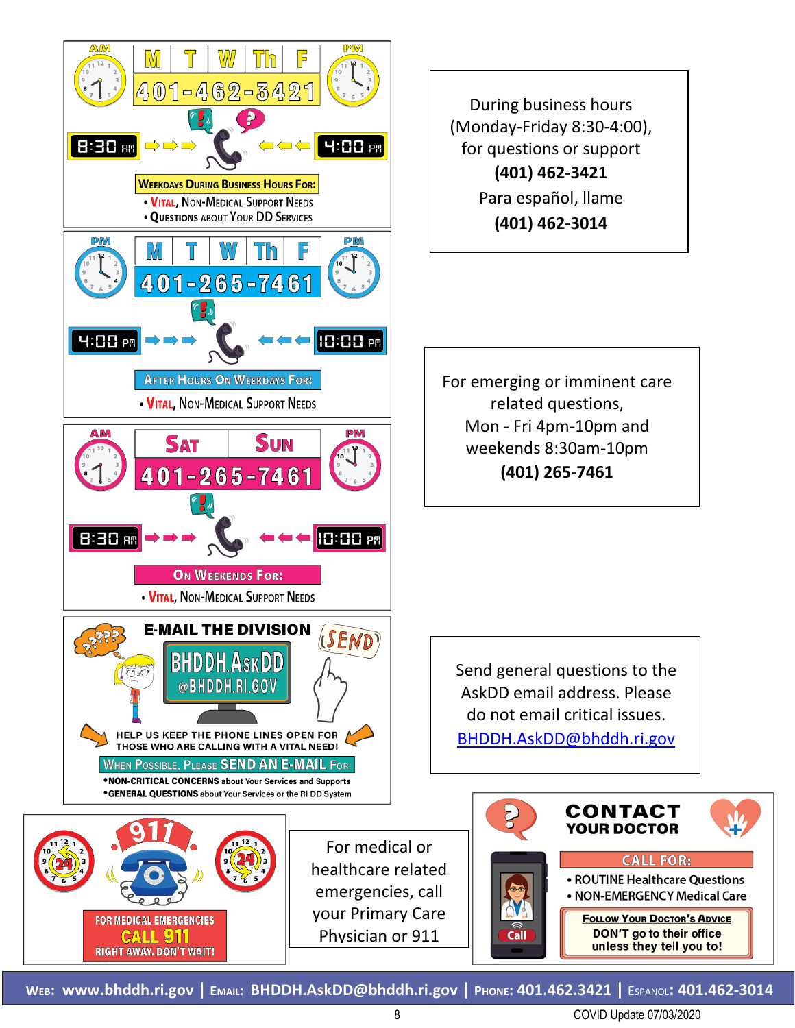AM M T W Th F PM

401-462-3421

8:30 AM → 4:00 PM

**Weekdays During Business Hours For:**

- Vital, Non-Medical Support Needs
- Questions about Your DD Services

During business hours (Monday-Friday 8:30-4:00), for questions or support

**(401) 462-3421**

Para español, llame

**(401) 462-3014**

PM M T W Th F PM

401-265-7461

4:00 PM → 10:00 PM

**After Hours On Weekdays For:**

- Vital, Non-Medical Support Needs

For emerging or imminent care related questions, Mon - Fri 4pm-10pm and weekends 8:30am-10pm

**(401) 265-7461**

AM Sat Sun PM

401-265-7461

8:30 AM → 10:00 PM

**On Weekends For:**

- Vital, Non-Medical Support Needs

**E-MAIL THE DIVISION**

SEND

BHDDH.AskDD@BHDDH.RI.GOV

**HELP US KEEP THE PHONE LINES OPEN FOR THOSE WHO ARE CALLING WITH A VITAL NEED!**

**When Possible, Please SEND AN E-MAIL For:**

- **NON-CRITICAL CONCERNS** about Your Services and Supports
- **GENERAL QUESTIONS** about Your Services or the RI DD System

Send general questions to the AskDD email address. Please do not email critical issues.

BHDDH.AskDD@bhddh.ri.gov

911

24 24

**FOR MEDICAL EMERGENCIES CALL 911 RIGHT AWAY. DON'T WAIT!**

For medical or healthcare related emergencies, call your Primary Care Physician or 911

**CONTACT YOUR DOCTOR**

Call

**CALL FOR:**

- ROUTINE Healthcare Questions
- NON-EMERGENCY Medical Care

**Follow Your Doctor's Advice**

**DON'T go to their office unless they tell you to!**

**Web: www.bhddh.ri.gov | Email: BHDDH.AskDD@bhddh.ri.gov | Phone: 401.462.3421 | Espanol: 401.462-3014**

COVID Update 07/03/2020